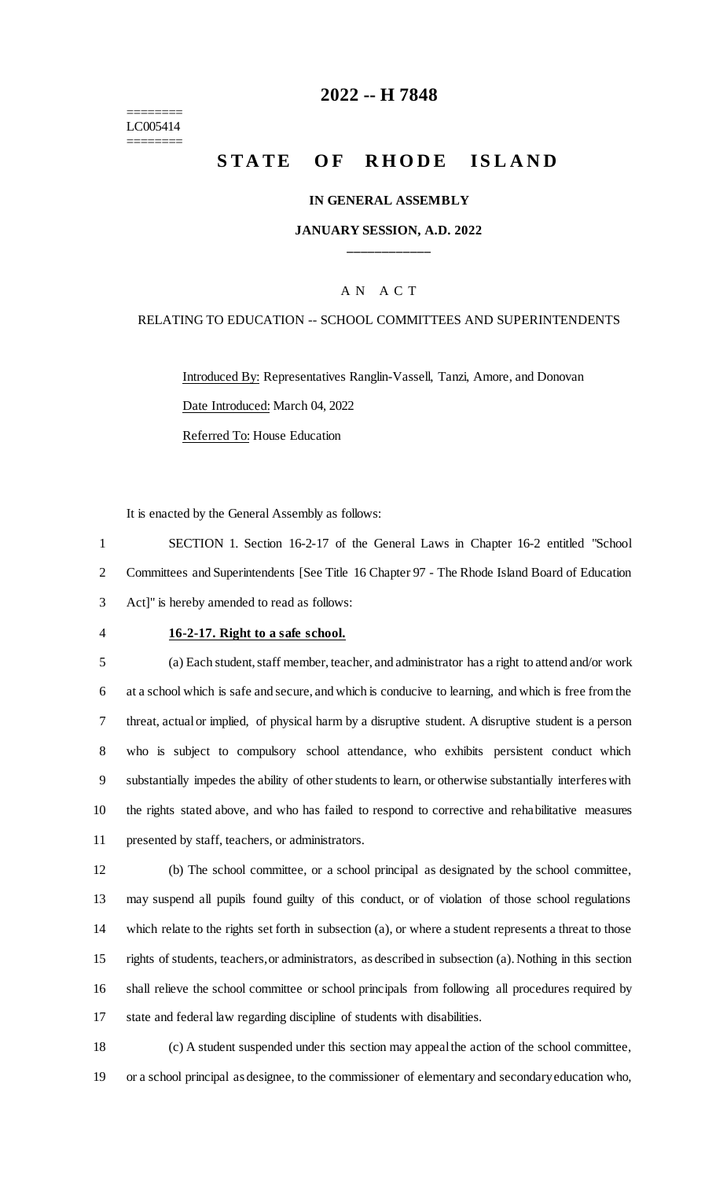# 2022 -- H 7848

========
LC005414
========

# STATE OF RHODE ISLAND

**IN GENERAL ASSEMBLY**

**JANUARY SESSION, A.D. 2022**

____________

A N A C T

RELATING TO EDUCATION -- SCHOOL COMMITTEES AND SUPERINTENDENTS

Introduced By: Representatives Ranglin-Vassell, Tanzi, Amore, and Donovan

Date Introduced: March 04, 2022

Referred To: House Education

It is enacted by the General Assembly as follows:

1 SECTION 1. Section 16-2-17 of the General Laws in Chapter 16-2 entitled "School
2 Committees and Superintendents [See Title 16 Chapter 97 - The Rhode Island Board of Education
3 Act]" is hereby amended to read as follows:

4 **16-2-17. Right to a safe school.**

5 (a) Each student, staff member, teacher, and administrator has a right to attend and/or work
6 at a school which is safe and secure, and which is conducive to learning, and which is free from the
7 threat, actual or implied, of physical harm by a disruptive student. A disruptive student is a person
8 who is subject to compulsory school attendance, who exhibits persistent conduct which
9 substantially impedes the ability of other students to learn, or otherwise substantially interferes with
10 the rights stated above, and who has failed to respond to corrective and rehabilitative measures
11 presented by staff, teachers, or administrators.

12 (b) The school committee, or a school principal as designated by the school committee,
13 may suspend all pupils found guilty of this conduct, or of violation of those school regulations
14 which relate to the rights set forth in subsection (a), or where a student represents a threat to those
15 rights of students, teachers, or administrators, as described in subsection (a). Nothing in this section
16 shall relieve the school committee or school principals from following all procedures required by
17 state and federal law regarding discipline of students with disabilities.

18 (c) A student suspended under this section may appeal the action of the school committee,
19 or a school principal as designee, to the commissioner of elementary and secondary education who,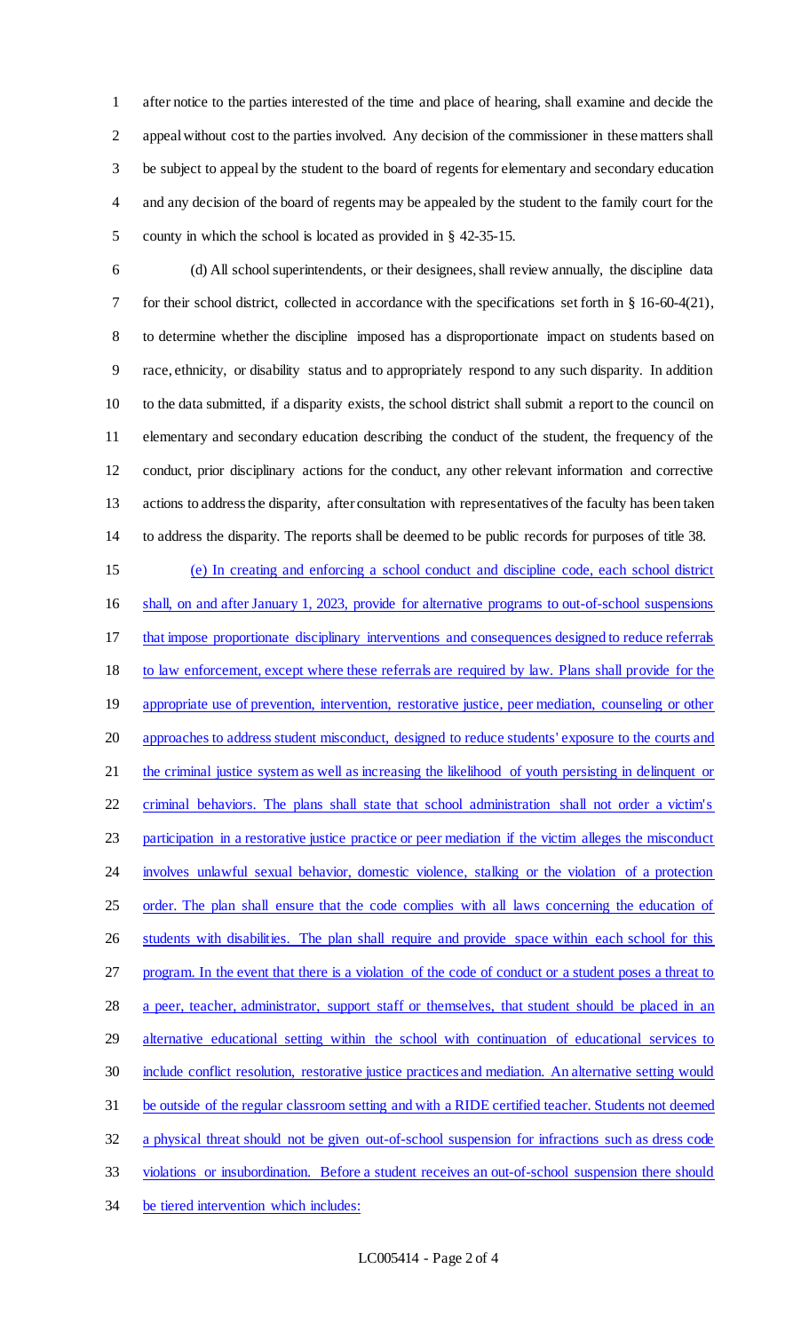after notice to the parties interested of the time and place of hearing, shall examine and decide the appeal without cost to the parties involved. Any decision of the commissioner in these matters shall be subject to appeal by the student to the board of regents for elementary and secondary education and any decision of the board of regents may be appealed by the student to the family court for the county in which the school is located as provided in § 42-35-15.

(d) All school superintendents, or their designees, shall review annually, the discipline data for their school district, collected in accordance with the specifications set forth in § 16-60-4(21), to determine whether the discipline imposed has a disproportionate impact on students based on race, ethnicity, or disability status and to appropriately respond to any such disparity. In addition to the data submitted, if a disparity exists, the school district shall submit a report to the council on elementary and secondary education describing the conduct of the student, the frequency of the conduct, prior disciplinary actions for the conduct, any other relevant information and corrective actions to address the disparity, after consultation with representatives of the faculty has been taken to address the disparity. The reports shall be deemed to be public records for purposes of title 38.

(e) In creating and enforcing a school conduct and discipline code, each school district shall, on and after January 1, 2023, provide for alternative programs to out-of-school suspensions that impose proportionate disciplinary interventions and consequences designed to reduce referrals to law enforcement, except where these referrals are required by law. Plans shall provide for the appropriate use of prevention, intervention, restorative justice, peer mediation, counseling or other approaches to address student misconduct, designed to reduce students' exposure to the courts and the criminal justice system as well as increasing the likelihood of youth persisting in delinquent or criminal behaviors. The plans shall state that school administration shall not order a victim's participation in a restorative justice practice or peer mediation if the victim alleges the misconduct involves unlawful sexual behavior, domestic violence, stalking or the violation of a protection order. The plan shall ensure that the code complies with all laws concerning the education of students with disabilities. The plan shall require and provide space within each school for this program. In the event that there is a violation of the code of conduct or a student poses a threat to a peer, teacher, administrator, support staff or themselves, that student should be placed in an alternative educational setting within the school with continuation of educational services to include conflict resolution, restorative justice practices and mediation. An alternative setting would be outside of the regular classroom setting and with a RIDE certified teacher. Students not deemed a physical threat should not be given out-of-school suspension for infractions such as dress code violations or insubordination. Before a student receives an out-of-school suspension there should be tiered intervention which includes: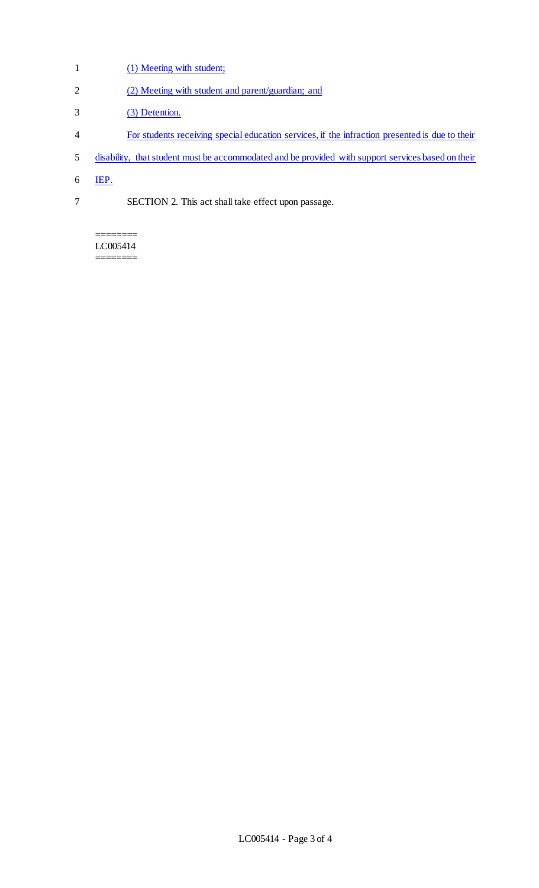(1) Meeting with student;

(2) Meeting with student and parent/guardian; and

(3) Detention.

For students receiving special education services, if the infraction presented is due to their disability, that student must be accommodated and be provided with support services based on their IEP.

SECTION 2. This act shall take effect upon passage.

========
LC005414
========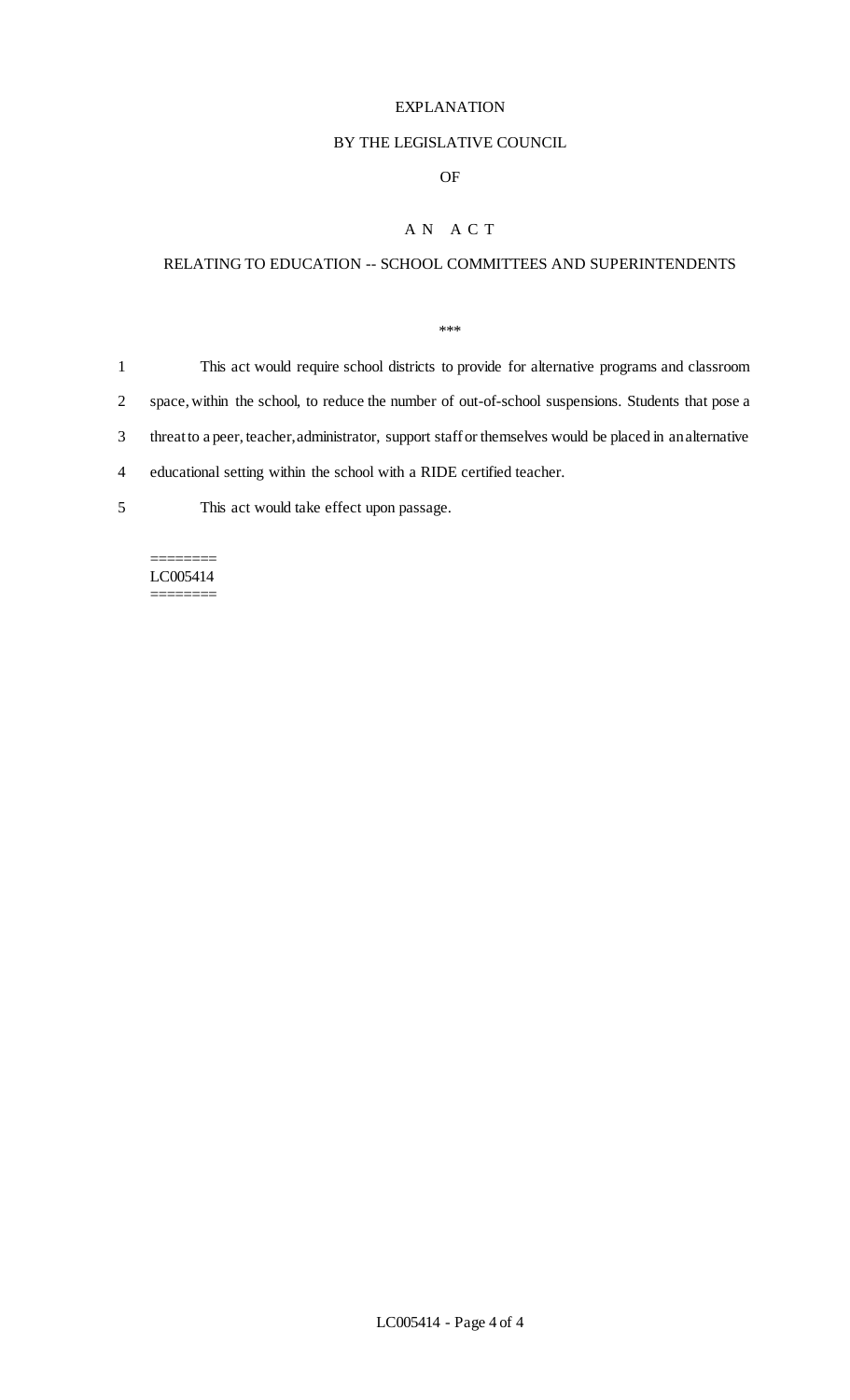EXPLANATION

BY THE LEGISLATIVE COUNCIL

OF

A N A C T

RELATING TO EDUCATION -- SCHOOL COMMITTEES AND SUPERINTENDENTS

\*\*\*

1 This act would require school districts to provide for alternative programs and classroom
2 space, within the school, to reduce the number of out-of-school suspensions. Students that pose a
3 threat to a peer, teacher, administrator, support staff or themselves would be placed in an alternative
4 educational setting within the school with a RIDE certified teacher.
5 This act would take effect upon passage.

========
LC005414
========